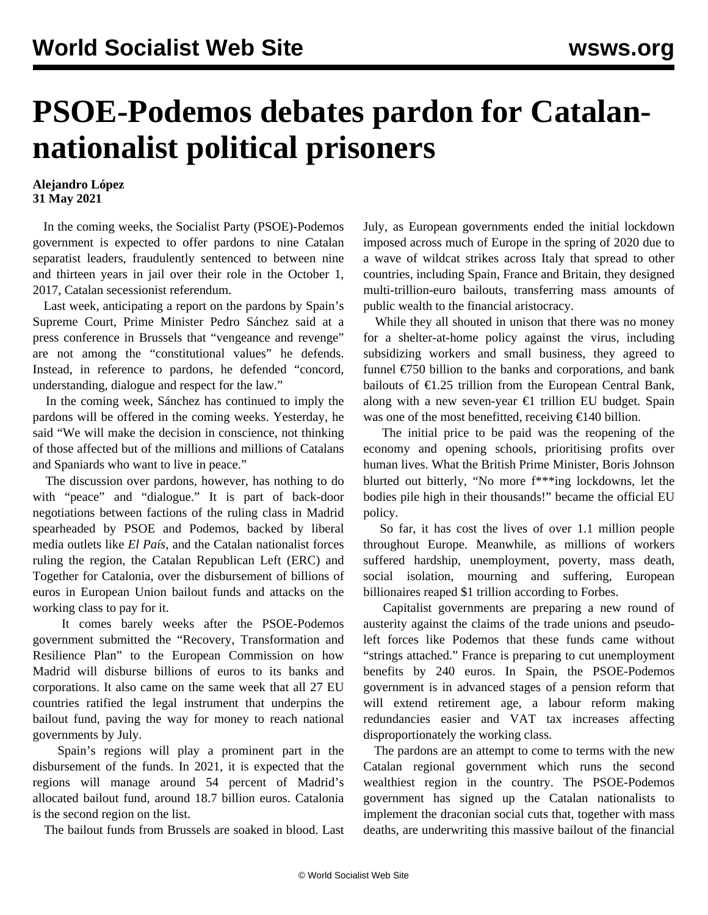# PSOE-Podemos debates pardon for Catalan-nationalist political prisoners

**Alejandro López**
**31 May 2021**

In the coming weeks, the Socialist Party (PSOE)-Podemos government is expected to offer pardons to nine Catalan separatist leaders, fraudulently sentenced to between nine and thirteen years in jail over their role in the October 1, 2017, Catalan secessionist referendum.

Last week, anticipating a report on the pardons by Spain's Supreme Court, Prime Minister Pedro Sánchez said at a press conference in Brussels that "vengeance and revenge" are not among the "constitutional values" he defends. Instead, in reference to pardons, he defended "concord, understanding, dialogue and respect for the law."

In the coming week, Sánchez has continued to imply the pardons will be offered in the coming weeks. Yesterday, he said "We will make the decision in conscience, not thinking of those affected but of the millions and millions of Catalans and Spaniards who want to live in peace."

The discussion over pardons, however, has nothing to do with "peace" and "dialogue." It is part of back-door negotiations between factions of the ruling class in Madrid spearheaded by PSOE and Podemos, backed by liberal media outlets like *El País,* and the Catalan nationalist forces ruling the region, the Catalan Republican Left (ERC) and Together for Catalonia, over the disbursement of billions of euros in European Union bailout funds and attacks on the working class to pay for it.

It comes barely weeks after the PSOE-Podemos government submitted the "Recovery, Transformation and Resilience Plan" to the European Commission on how Madrid will disburse billions of euros to its banks and corporations. It also came on the same week that all 27 EU countries ratified the legal instrument that underpins the bailout fund, paving the way for money to reach national governments by July.

Spain's regions will play a prominent part in the disbursement of the funds. In 2021, it is expected that the regions will manage around 54 percent of Madrid's allocated bailout fund, around 18.7 billion euros. Catalonia is the second region on the list.

The bailout funds from Brussels are soaked in blood. Last July, as European governments ended the initial lockdown imposed across much of Europe in the spring of 2020 due to a wave of wildcat strikes across Italy that spread to other countries, including Spain, France and Britain, they designed multi-trillion-euro bailouts, transferring mass amounts of public wealth to the financial aristocracy.

While they all shouted in unison that there was no money for a shelter-at-home policy against the virus, including subsidizing workers and small business, they agreed to funnel €750 billion to the banks and corporations, and bank bailouts of €1.25 trillion from the European Central Bank, along with a new seven-year €1 trillion EU budget. Spain was one of the most benefitted, receiving €140 billion.

The initial price to be paid was the reopening of the economy and opening schools, prioritising profits over human lives. What the British Prime Minister, Boris Johnson blurted out bitterly, "No more f***ing lockdowns, let the bodies pile high in their thousands!" became the official EU policy.

So far, it has cost the lives of over 1.1 million people throughout Europe. Meanwhile, as millions of workers suffered hardship, unemployment, poverty, mass death, social isolation, mourning and suffering, European billionaires reaped $1 trillion according to Forbes.

Capitalist governments are preparing a new round of austerity against the claims of the trade unions and pseudo-left forces like Podemos that these funds came without "strings attached." France is preparing to cut unemployment benefits by 240 euros. In Spain, the PSOE-Podemos government is in advanced stages of a pension reform that will extend retirement age, a labour reform making redundancies easier and VAT tax increases affecting disproportionately the working class.

The pardons are an attempt to come to terms with the new Catalan regional government which runs the second wealthiest region in the country. The PSOE-Podemos government has signed up the Catalan nationalists to implement the draconian social cuts that, together with mass deaths, are underwriting this massive bailout of the financial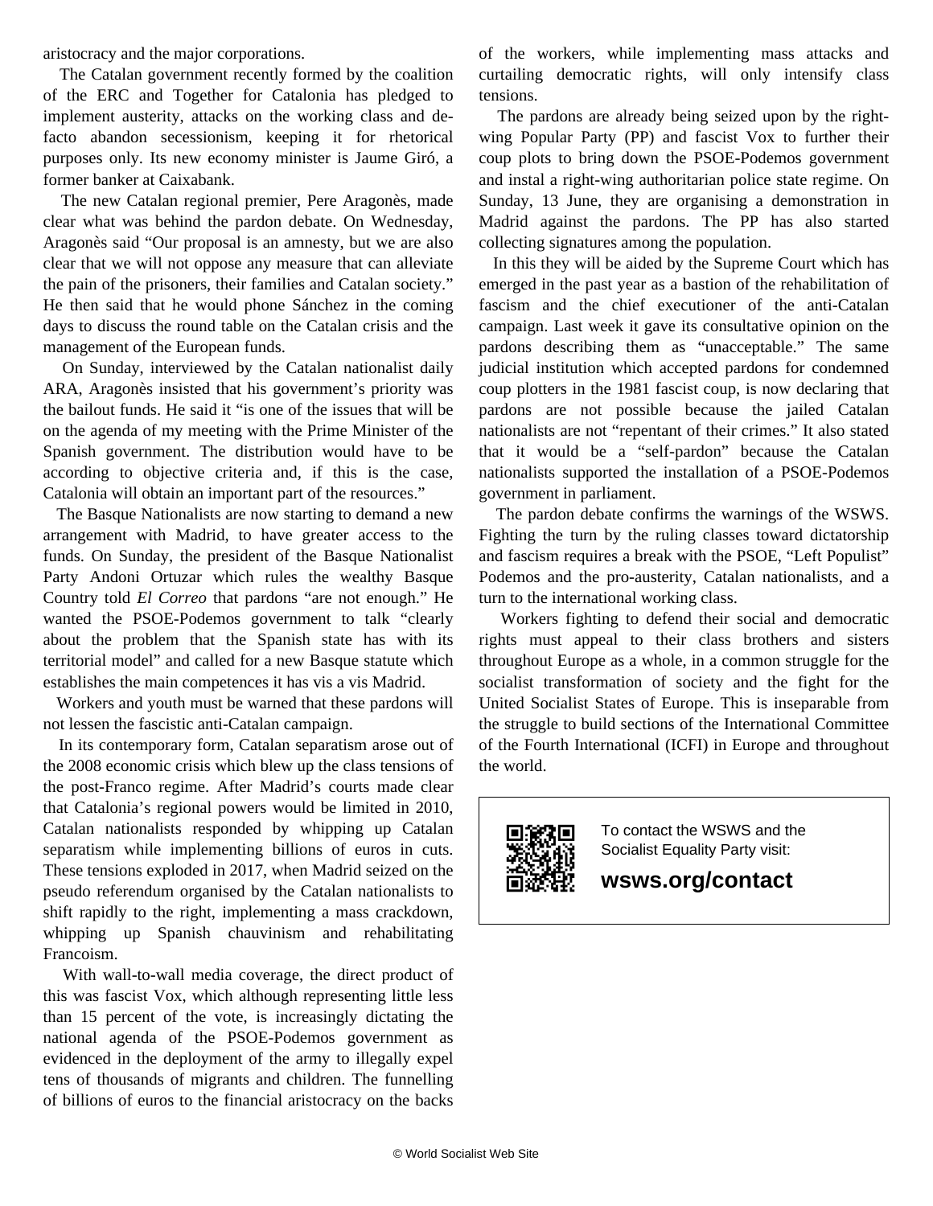aristocracy and the major corporations.

The Catalan government recently formed by the coalition of the ERC and Together for Catalonia has pledged to implement austerity, attacks on the working class and de-facto abandon secessionism, keeping it for rhetorical purposes only. Its new economy minister is Jaume Giró, a former banker at Caixabank.

The new Catalan regional premier, Pere Aragonès, made clear what was behind the pardon debate. On Wednesday, Aragonès said "Our proposal is an amnesty, but we are also clear that we will not oppose any measure that can alleviate the pain of the prisoners, their families and Catalan society." He then said that he would phone Sánchez in the coming days to discuss the round table on the Catalan crisis and the management of the European funds.

On Sunday, interviewed by the Catalan nationalist daily ARA, Aragonès insisted that his government's priority was the bailout funds. He said it "is one of the issues that will be on the agenda of my meeting with the Prime Minister of the Spanish government. The distribution would have to be according to objective criteria and, if this is the case, Catalonia will obtain an important part of the resources."

The Basque Nationalists are now starting to demand a new arrangement with Madrid, to have greater access to the funds. On Sunday, the president of the Basque Nationalist Party Andoni Ortuzar which rules the wealthy Basque Country told *El Correo* that pardons "are not enough." He wanted the PSOE-Podemos government to talk "clearly about the problem that the Spanish state has with its territorial model" and called for a new Basque statute which establishes the main competences it has vis a vis Madrid.

Workers and youth must be warned that these pardons will not lessen the fascistic anti-Catalan campaign.

In its contemporary form, Catalan separatism arose out of the 2008 economic crisis which blew up the class tensions of the post-Franco regime. After Madrid's courts made clear that Catalonia's regional powers would be limited in 2010, Catalan nationalists responded by whipping up Catalan separatism while implementing billions of euros in cuts. These tensions exploded in 2017, when Madrid seized on the pseudo referendum organised by the Catalan nationalists to shift rapidly to the right, implementing a mass crackdown, whipping up Spanish chauvinism and rehabilitating Francoism.

With wall-to-wall media coverage, the direct product of this was fascist Vox, which although representing little less than 15 percent of the vote, is increasingly dictating the national agenda of the PSOE-Podemos government as evidenced in the deployment of the army to illegally expel tens of thousands of migrants and children. The funnelling of billions of euros to the financial aristocracy on the backs of the workers, while implementing mass attacks and curtailing democratic rights, will only intensify class tensions.

The pardons are already being seized upon by the right-wing Popular Party (PP) and fascist Vox to further their coup plots to bring down the PSOE-Podemos government and instal a right-wing authoritarian police state regime. On Sunday, 13 June, they are organising a demonstration in Madrid against the pardons. The PP has also started collecting signatures among the population.

In this they will be aided by the Supreme Court which has emerged in the past year as a bastion of the rehabilitation of fascism and the chief executioner of the anti-Catalan campaign. Last week it gave its consultative opinion on the pardons describing them as "unacceptable." The same judicial institution which accepted pardons for condemned coup plotters in the 1981 fascist coup, is now declaring that pardons are not possible because the jailed Catalan nationalists are not "repentant of their crimes." It also stated that it would be a "self-pardon" because the Catalan nationalists supported the installation of a PSOE-Podemos government in parliament.

The pardon debate confirms the warnings of the WSWS. Fighting the turn by the ruling classes toward dictatorship and fascism requires a break with the PSOE, "Left Populist" Podemos and the pro-austerity, Catalan nationalists, and a turn to the international working class.

Workers fighting to defend their social and democratic rights must appeal to their class brothers and sisters throughout Europe as a whole, in a common struggle for the socialist transformation of society and the fight for the United Socialist States of Europe. This is inseparable from the struggle to build sections of the International Committee of the Fourth International (ICFI) in Europe and throughout the world.

To contact the WSWS and the Socialist Equality Party visit:

**wsws.org/contact**